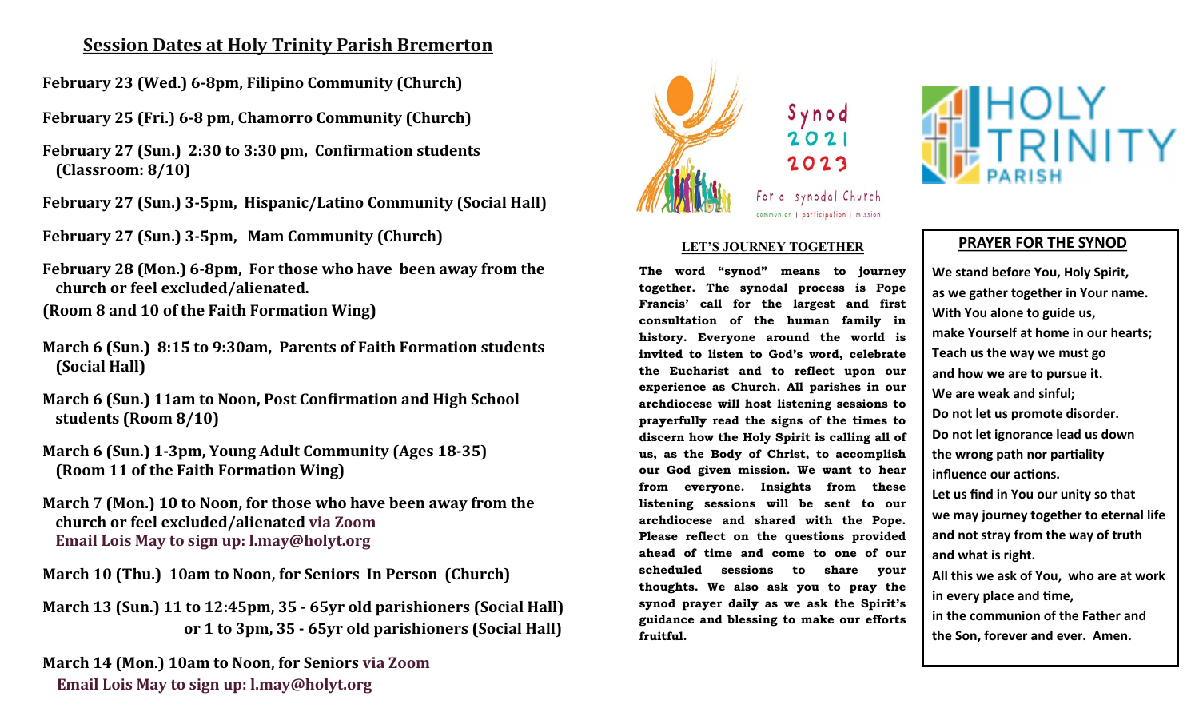## Session Dates at Holy Trinity Parish Bremerton

**February 23 (Wed.) 6-8pm, Filipino Community (Church)**

**February 25 (Fri.) 6-8 pm, Chamorro Community (Church)**

**February 27 (Sun.) 2:30 to 3:30 pm, Confirmation students (Classroom: 8/10)**

**February 27 (Sun.) 3-5pm, Hispanic/Latino Community (Social Hall)**

**February 27 (Sun.) 3-5pm, Mam Community (Church)**

**February 28 (Mon.) 6-8pm, For those who have been away from the church or feel excluded/alienated.**
**(Room 8 and 10 of the Faith Formation Wing)**

**March 6 (Sun.) 8:15 to 9:30am, Parents of Faith Formation students (Social Hall)**

**March 6 (Sun.) 11am to Noon, Post Confirmation and High School students (Room 8/10)**

**March 6 (Sun.) 1-3pm, Young Adult Community (Ages 18-35) (Room 11 of the Faith Formation Wing)**

**March 7 (Mon.) 10 to Noon, for those who have been away from the church or feel excluded/alienated via Zoom**
**Email Lois May to sign up: l.may@holyt.org**

**March 10 (Thu.) 10am to Noon, for Seniors In Person (Church)**

**March 13 (Sun.) 11 to 12:45pm, 35 - 65yr old parishioners (Social Hall)**
**or 1 to 3pm, 35 - 65yr old parishioners (Social Hall)**

**March 14 (Mon.) 10am to Noon, for Seniors via Zoom**
**Email Lois May to sign up: l.may@holyt.org**

Synod 2021 2023

For a synodal Church

communion | participation | mission

HOLY TRINITY PARISH

### LET'S JOURNEY TOGETHER

**The word "synod" means to journey together. The synodal process is Pope Francis' call for the largest and first consultation of the human family in history. Everyone around the world is invited to listen to God's word, celebrate the Eucharist and to reflect upon our experience as Church. All parishes in our archdiocese will host listening sessions to prayerfully read the signs of the times to discern how the Holy Spirit is calling all of us, as the Body of Christ, to accomplish our God given mission. We want to hear from everyone. Insights from these listening sessions will be sent to our archdiocese and shared with the Pope. Please reflect on the questions provided ahead of time and come to one of our scheduled sessions to share your thoughts. We also ask you to pray the synod prayer daily as we ask the Spirit's guidance and blessing to make our efforts fruitful.**

### PRAYER FOR THE SYNOD

**We stand before You, Holy Spirit,**
**as we gather together in Your name.**
**With You alone to guide us,**
**make Yourself at home in our hearts;**
**Teach us the way we must go**
**and how we are to pursue it.**
**We are weak and sinful;**
**Do not let us promote disorder.**
**Do not let ignorance lead us down**
**the wrong path nor partiality**
**influence our actions.**
**Let us find in You our unity so that**
**we may journey together to eternal life**
**and not stray from the way of truth**
**and what is right.**
**All this we ask of You, who are at work**
**in every place and time,**
**in the communion of the Father and**
**the Son, forever and ever. Amen.**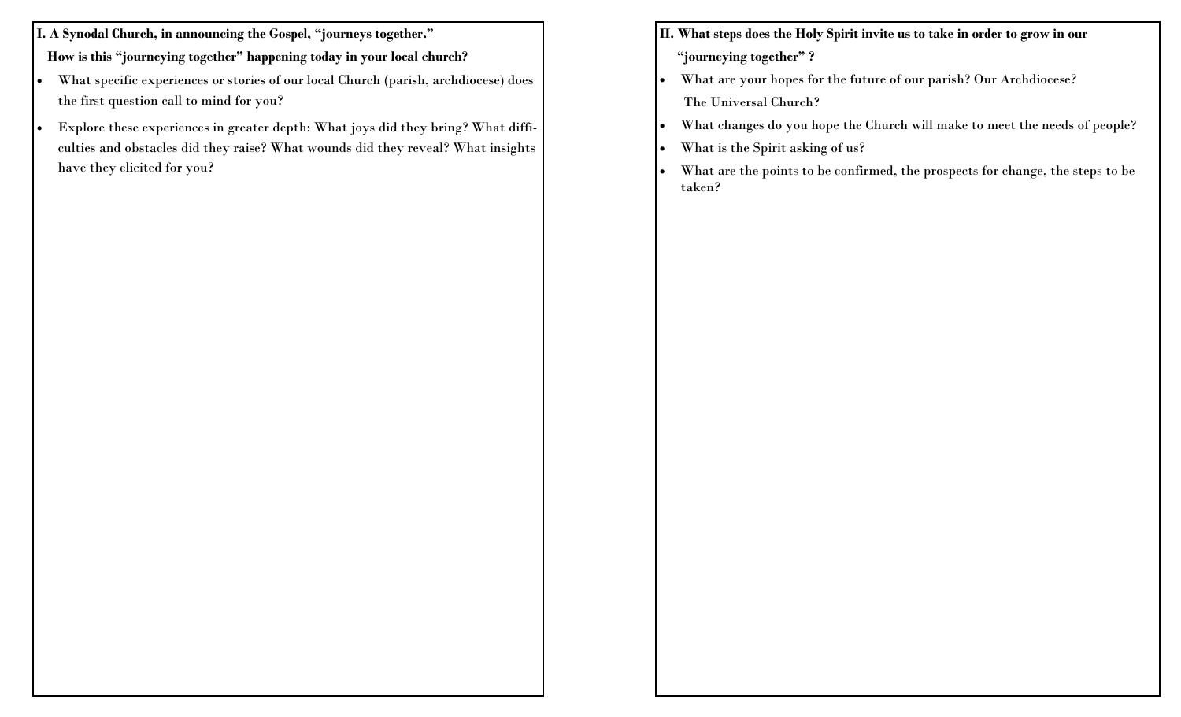**I. A Synodal Church, in announcing the Gospel, "journeys together."**

**How is this "journeying together" happening today in your local church?**

- What specific experiences or stories of our local Church (parish, archdiocese) does the first question call to mind for you?
- Explore these experiences in greater depth: What joys did they bring? What difficulties and obstacles did they raise? What wounds did they reveal? What insights have they elicited for you?

**II. What steps does the Holy Spirit invite us to take in order to grow in our "journeying together" ?**

- What are your hopes for the future of our parish? Our Archdiocese? The Universal Church?
- What changes do you hope the Church will make to meet the needs of people?
- What is the Spirit asking of us?
- What are the points to be confirmed, the prospects for change, the steps to be taken?